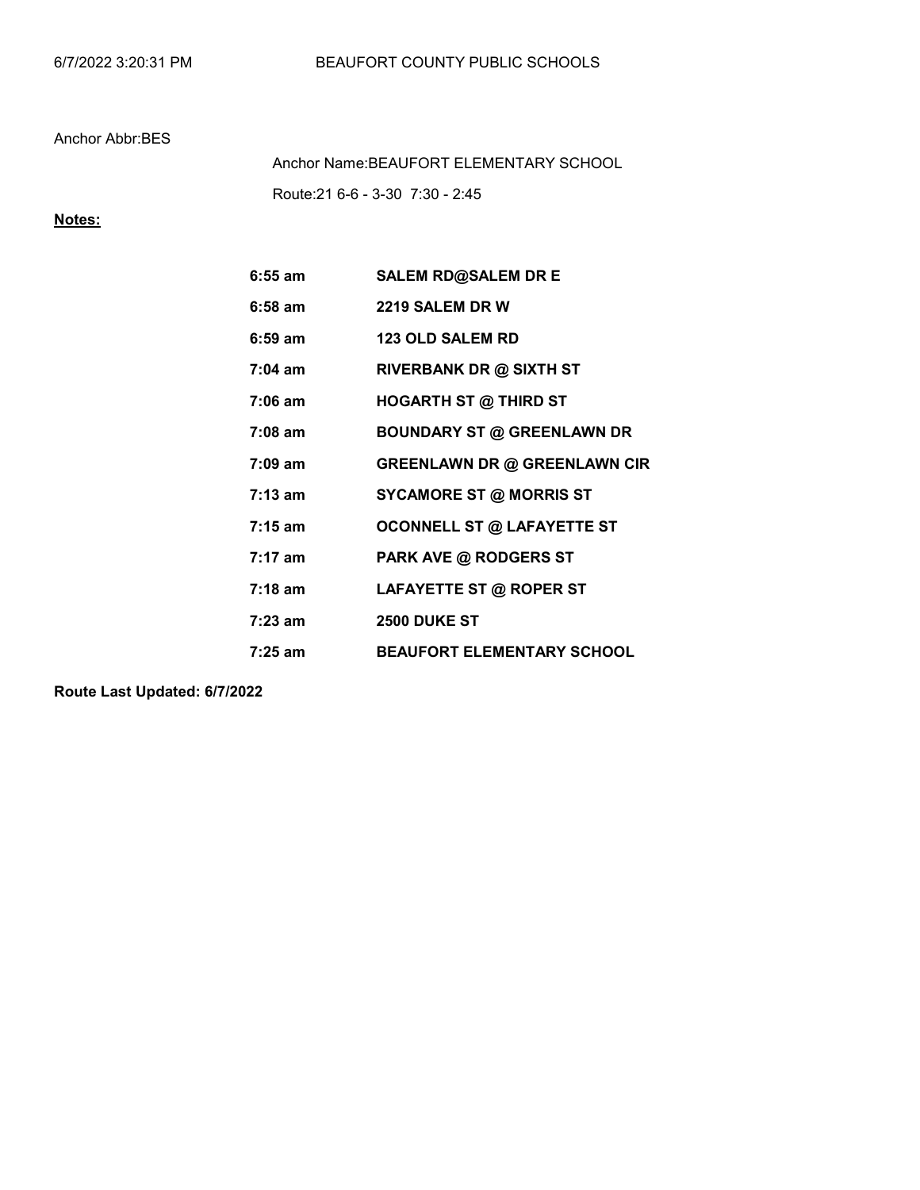6/7/2022 3:20:31 PM BEAUFORT COUNTY PUBLIC SCHOOLS

Anchor Abbr:BES

Anchor Name:BEAUFORT ELEMENTARY SCHOOL

Route:21 6-6 - 3-30 7:30 - 2:45

**Notes:**

| | |
|---|---|
| **6:55 am** | **SALEM RD@SALEM DR E** |
| **6:58 am** | **2219 SALEM DR W** |
| **6:59 am** | **123 OLD SALEM RD** |
| **7:04 am** | **RIVERBANK DR @ SIXTH ST** |
| **7:06 am** | **HOGARTH ST @ THIRD ST** |
| **7:08 am** | **BOUNDARY ST @ GREENLAWN DR** |
| **7:09 am** | **GREENLAWN DR @ GREENLAWN CIR** |
| **7:13 am** | **SYCAMORE ST @ MORRIS ST** |
| **7:15 am** | **OCONNELL ST @ LAFAYETTE ST** |
| **7:17 am** | **PARK AVE @ RODGERS ST** |
| **7:18 am** | **LAFAYETTE ST @ ROPER ST** |
| **7:23 am** | **2500 DUKE ST** |
| **7:25 am** | **BEAUFORT ELEMENTARY SCHOOL** |

**Route Last Updated: 6/7/2022**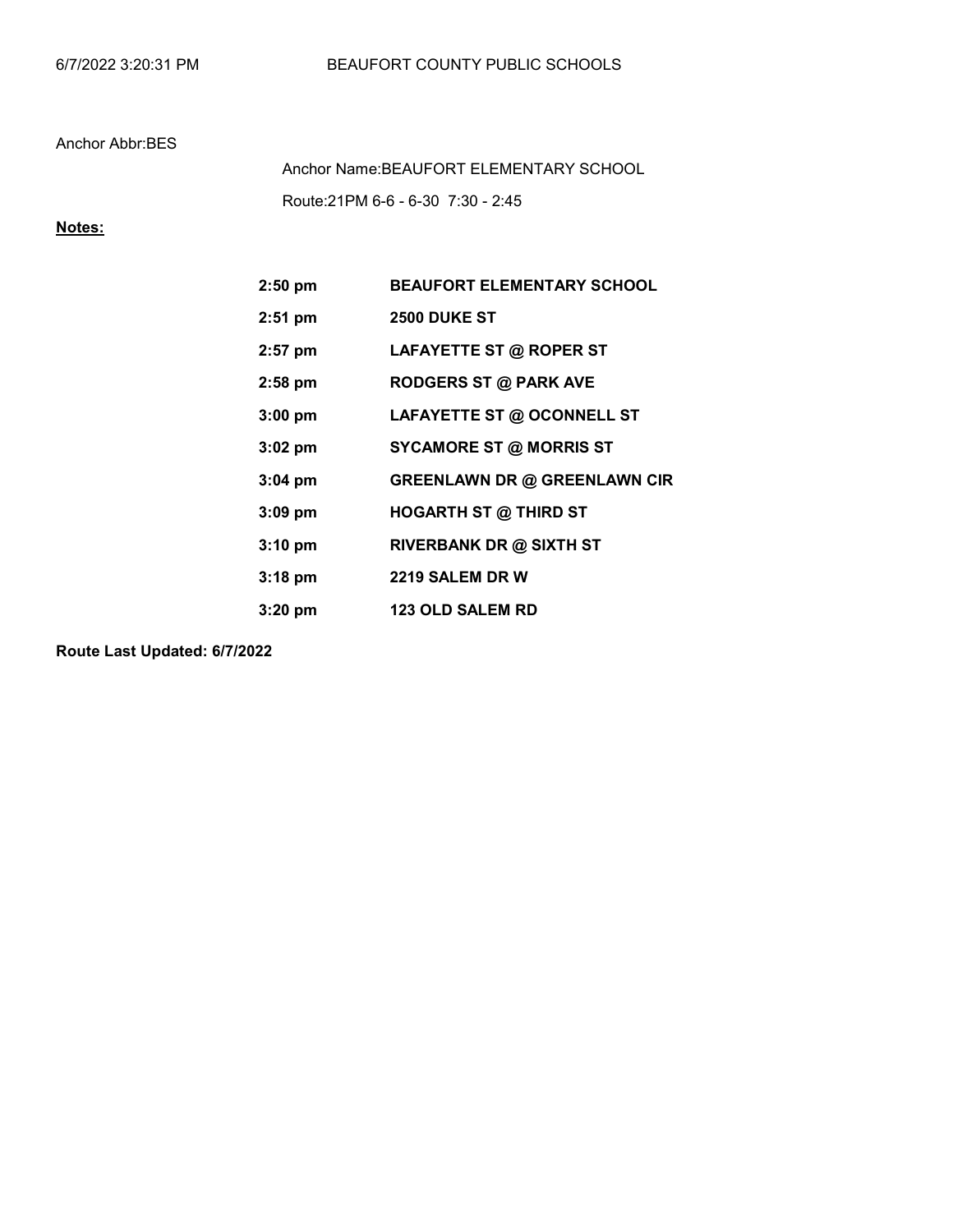Anchor Abbr:BES

Anchor Name:BEAUFORT ELEMENTARY SCHOOL

Route:21PM 6-6 - 6-30 7:30 - 2:45

**Notes:**

| | |
|---|---|
| **2:50 pm** | **BEAUFORT ELEMENTARY SCHOOL** |
| **2:51 pm** | **2500 DUKE ST** |
| **2:57 pm** | **LAFAYETTE ST @ ROPER ST** |
| **2:58 pm** | **RODGERS ST @ PARK AVE** |
| **3:00 pm** | **LAFAYETTE ST @ OCONNELL ST** |
| **3:02 pm** | **SYCAMORE ST @ MORRIS ST** |
| **3:04 pm** | **GREENLAWN DR @ GREENLAWN CIR** |
| **3:09 pm** | **HOGARTH ST @ THIRD ST** |
| **3:10 pm** | **RIVERBANK DR @ SIXTH ST** |
| **3:18 pm** | **2219 SALEM DR W** |
| **3:20 pm** | **123 OLD SALEM RD** |

**Route Last Updated: 6/7/2022**